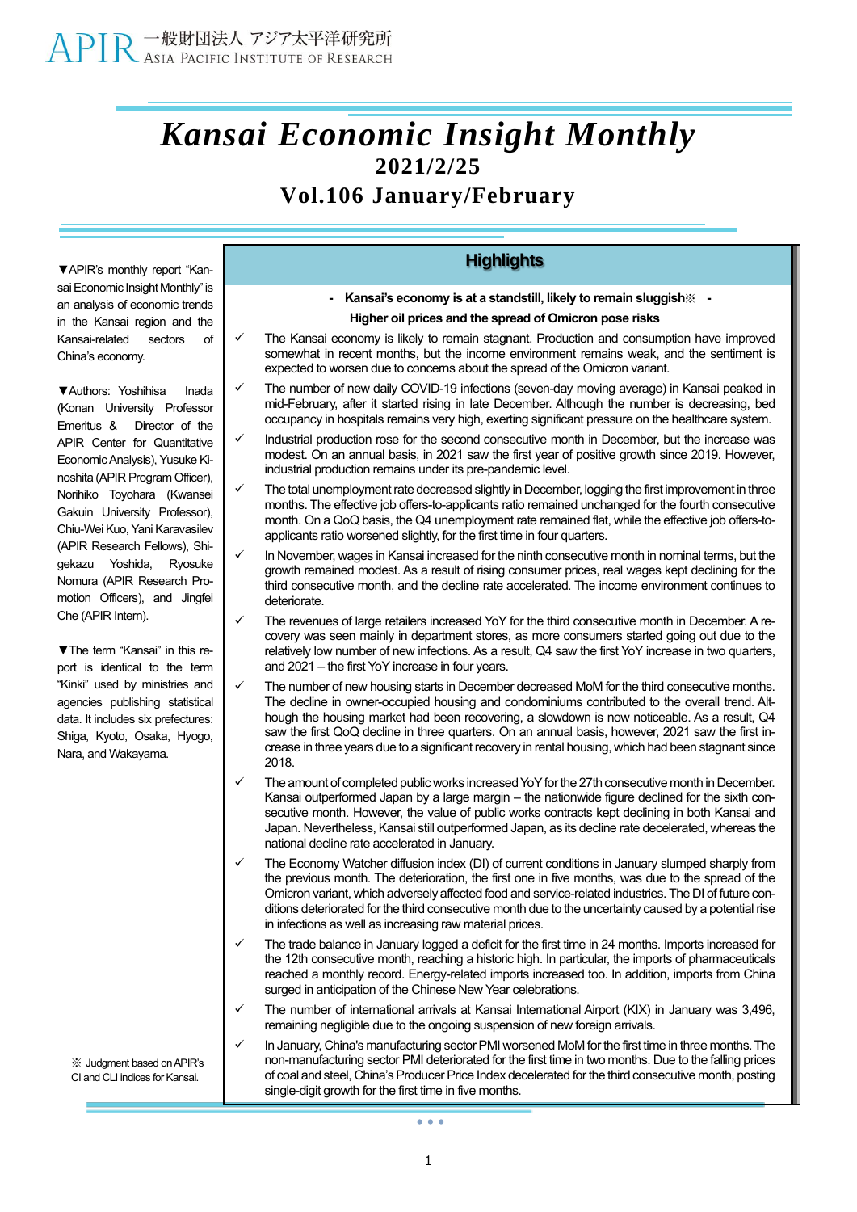APIR 一般財団法人 アジア太平洋研究所
ASIA PACIFIC INSTITUTE OF RESEARCH

# *Kansai Economic Insight Monthly*

**2021/2/25**

## Vol.106 January/February

▼APIR's monthly report "Kansai Economic Insight Monthly" is an analysis of economic trends in the Kansai region and the Kansai-related sectors of China's economy.

▼Authors: Yoshihisa Inada (Konan University Professor Emeritus & Director of the APIR Center for Quantitative Economic Analysis), Yusuke Kinoshita (APIR Program Officer), Norihiko Toyohara (Kwansei Gakuin University Professor), Chiu-Wei Kuo, Yani Karavasilev (APIR Research Fellows), Shigekazu Yoshida, Ryosuke Nomura (APIR Research Promotion Officers), and Jingfei Che (APIR Intern).

▼The term "Kansai" in this report is identical to the term "Kinki" used by ministries and agencies publishing statistical data. It includes six prefectures: Shiga, Kyoto, Osaka, Hyogo, Nara, and Wakayama.

※ Judgment based on APIR's CI and CLI indices for Kansai.

## Highlights

**- Kansai's economy is at a standstill, likely to remain sluggish※ -**

**Higher oil prices and the spread of Omicron pose risks**

- ✓ The Kansai economy is likely to remain stagnant. Production and consumption have improved somewhat in recent months, but the income environment remains weak, and the sentiment is expected to worsen due to concerns about the spread of the Omicron variant.
- ✓ The number of new daily COVID-19 infections (seven-day moving average) in Kansai peaked in mid-February, after it started rising in late December. Although the number is decreasing, bed occupancy in hospitals remains very high, exerting significant pressure on the healthcare system.
- ✓ Industrial production rose for the second consecutive month in December, but the increase was modest. On an annual basis, in 2021 saw the first year of positive growth since 2019. However, industrial production remains under its pre-pandemic level.
- ✓ The total unemployment rate decreased slightly in December, logging the first improvement in three months. The effective job offers-to-applicants ratio remained unchanged for the fourth consecutive month. On a QoQ basis, the Q4 unemployment rate remained flat, while the effective job offers-to-applicants ratio worsened slightly, for the first time in four quarters.
- ✓ In November, wages in Kansai increased for the ninth consecutive month in nominal terms, but the growth remained modest. As a result of rising consumer prices, real wages kept declining for the third consecutive month, and the decline rate accelerated. The income environment continues to deteriorate.
- ✓ The revenues of large retailers increased YoY for the third consecutive month in December. A recovery was seen mainly in department stores, as more consumers started going out due to the relatively low number of new infections. As a result, Q4 saw the first YoY increase in two quarters, and 2021 – the first YoY increase in four years.
- ✓ The number of new housing starts in December decreased MoM for the third consecutive months. The decline in owner-occupied housing and condominiums contributed to the overall trend. Although the housing market had been recovering, a slowdown is now noticeable. As a result, Q4 saw the first QoQ decline in three quarters. On an annual basis, however, 2021 saw the first increase in three years due to a significant recovery in rental housing, which had been stagnant since 2018.
- ✓ The amount of completed public works increased YoY for the 27th consecutive month in December. Kansai outperformed Japan by a large margin – the nationwide figure declined for the sixth consecutive month. However, the value of public works contracts kept declining in both Kansai and Japan. Nevertheless, Kansai still outperformed Japan, as its decline rate decelerated, whereas the national decline rate accelerated in January.
- ✓ The Economy Watcher diffusion index (DI) of current conditions in January slumped sharply from the previous month. The deterioration, the first one in five months, was due to the spread of the Omicron variant, which adversely affected food and service-related industries. The DI of future conditions deteriorated for the third consecutive month due to the uncertainty caused by a potential rise in infections as well as increasing raw material prices.
- ✓ The trade balance in January logged a deficit for the first time in 24 months. Imports increased for the 12th consecutive month, reaching a historic high. In particular, the imports of pharmaceuticals reached a monthly record. Energy-related imports increased too. In addition, imports from China surged in anticipation of the Chinese New Year celebrations.
- ✓ The number of international arrivals at Kansai International Airport (KIX) in January was 3,496, remaining negligible due to the ongoing suspension of new foreign arrivals.
- ✓ In January, China's manufacturing sector PMI worsened MoM for the first time in three months. The non-manufacturing sector PMI deteriorated for the first time in two months. Due to the falling prices of coal and steel, China's Producer Price Index decelerated for the third consecutive month, posting single-digit growth for the first time in five months.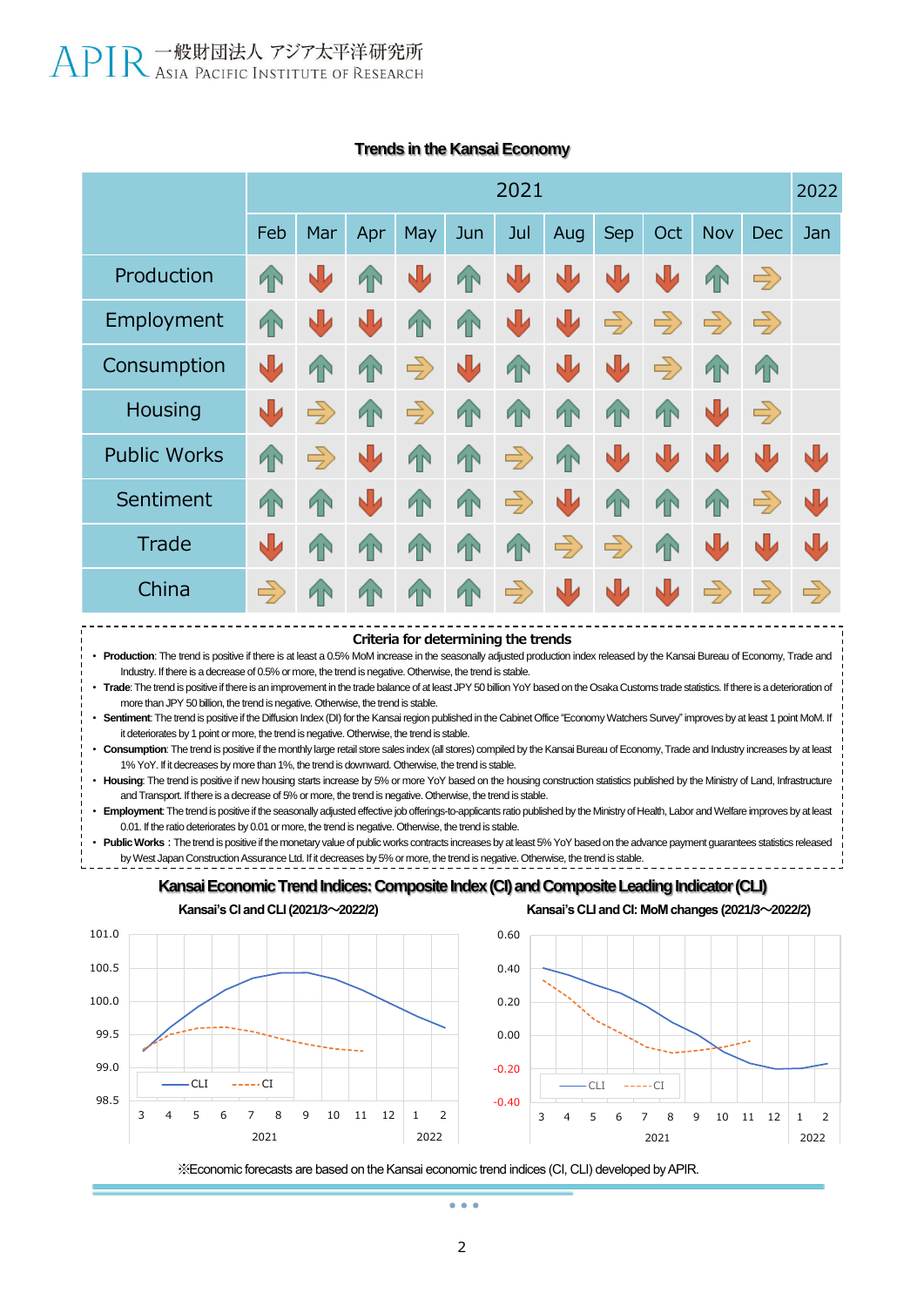## Trends in the Kansai Economy

| | 2021 | | | | | | | | | | | 2022 |
|---|---|---|---|---|---|---|---|---|---|---|---|---|
| | Feb | Mar | Apr | May | Jun | Jul | Aug | Sep | Oct | Nov | Dec | Jan |
| Production | ↑ | ↓ | ↑ | ↓ | ↑ | ↓ | ↓ | ↓ | ↓ | ↑ | → | |
| Employment | ↑ | ↓ | ↓ | ↑ | ↑ | ↓ | ↓ | → | → | → | → | |
| Consumption | ↓ | ↑ | ↑ | → | ↓ | ↑ | ↓ | ↓ | → | ↑ | ↑ | |
| Housing | ↓ | → | ↑ | → | ↑ | ↑ | ↑ | ↑ | ↑ | ↓ | → | |
| Public Works | ↑ | → | ↓ | ↑ | ↑ | → | ↑ | ↓ | ↓ | ↓ | ↓ | ↓ |
| Sentiment | ↑ | ↑ | ↓ | ↑ | ↑ | → | ↓ | ↑ | ↑ | ↑ | → | ↓ |
| Trade | ↓ | ↑ | ↑ | ↑ | ↑ | ↑ | → | → | ↑ | ↓ | ↓ | ↓ |
| China | → | ↑ | ↑ | ↑ | ↑ | → | ↓ | ↓ | ↓ | → | → | → |

### Criteria for determining the trends

- **Production**: The trend is positive if there is at least a 0.5% MoM increase in the seasonally adjusted production index released by the Kansai Bureau of Economy, Trade and Industry. If there is a decrease of 0.5% or more, the trend is negative. Otherwise, the trend is stable.
- **Trade**: The trend is positive if there is an improvement in the trade balance of at least JPY 50 billion YoY based on the Osaka Customs trade statistics. If there is a deterioration of more than JPY 50 billion, the trend is negative. Otherwise, the trend is stable.
- **Sentiment**: The trend is positive if the Diffusion Index (DI) for the Kansai region published in the Cabinet Office "Economy Watchers Survey" improves by at least 1 point MoM. If it deteriorates by 1 point or more, the trend is negative. Otherwise, the trend is stable.
- **Consumption**: The trend is positive if the monthly large retail store sales index (all stores) compiled by the Kansai Bureau of Economy, Trade and Industry increases by at least 1% YoY. If it decreases by more than 1%, the trend is downward. Otherwise, the trend is stable.
- **Housing**: The trend is positive if new housing starts increase by 5% or more YoY based on the housing construction statistics published by the Ministry of Land, Infrastructure and Transport. If there is a decrease of 5% or more, the trend is negative. Otherwise, the trend is stable.
- **Employment**: The trend is positive if the seasonally adjusted effective job offerings-to-applicants ratio published by the Ministry of Health, Labor and Welfare improves by at least 0.01. If the ratio deteriorates by 0.01 or more, the trend is negative. Otherwise, the trend is stable.
- **Public Works**: The trend is positive if the monetary value of public works contracts increases by at least 5% YoY based on the advance payment guarantees statistics released by West Japan Construction Assurance Ltd. If it decreases by 5% or more, the trend is negative. Otherwise, the trend is stable.

## Kansai Economic Trend Indices: Composite Index (CI) and Composite Leading Indicator (CLI)

Kansai's CI and CLI (2021/3〜2022/2)

Kansai's CLI and CI: MoM changes (2021/3〜2022/2)

※Economic forecasts are based on the Kansai economic trend indices (CI, CLI) developed by APIR.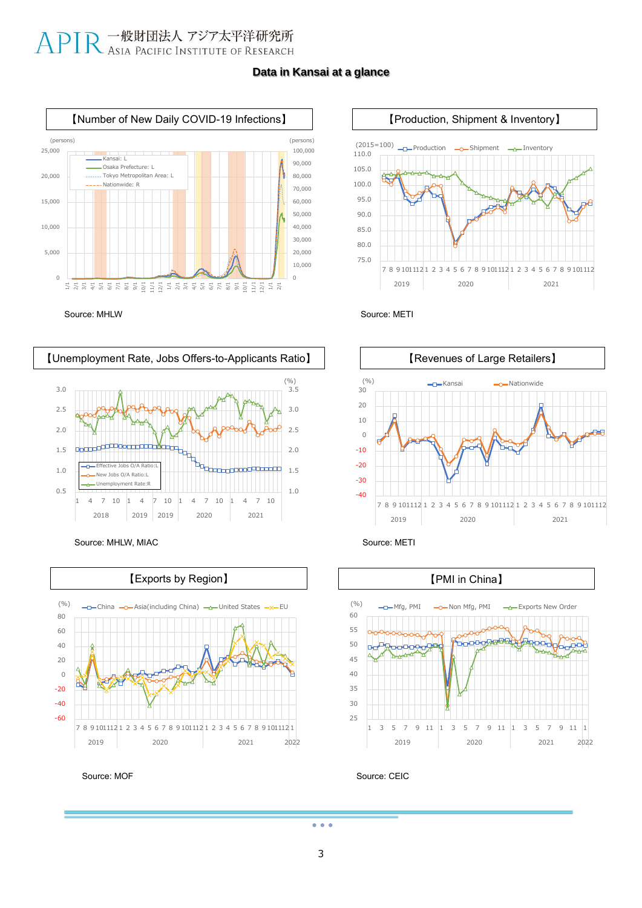# Data in Kansai at a glance

## 【Number of New Daily COVID-19 Infections】

(persons) — Kansai: L; Osaka Prefecture: L; Tokyo Metropolitan Area: L; Nationwide: R

Source: MHLW

## 【Production, Shipment & Inventory】

(2015=100) — Production; Shipment; Inventory

Source: METI

## 【Unemployment Rate, Jobs Offers-to-Applicants Ratio】

Effective Jobs O/A Ratio:L; New Jobs O/A Ratio:L; Unemployment Rate:R

Source: MHLW, MIAC

## 【Revenues of Large Retailers】

(%) — Kansai; Nationwide

Source: METI

## 【Exports by Region】

(%) — China; Asia(including China); United States; EU

Source: MOF

## 【PMI in China】

Mfg, PMI; Non Mfg, PMI; Exports New Order

Source: CEIC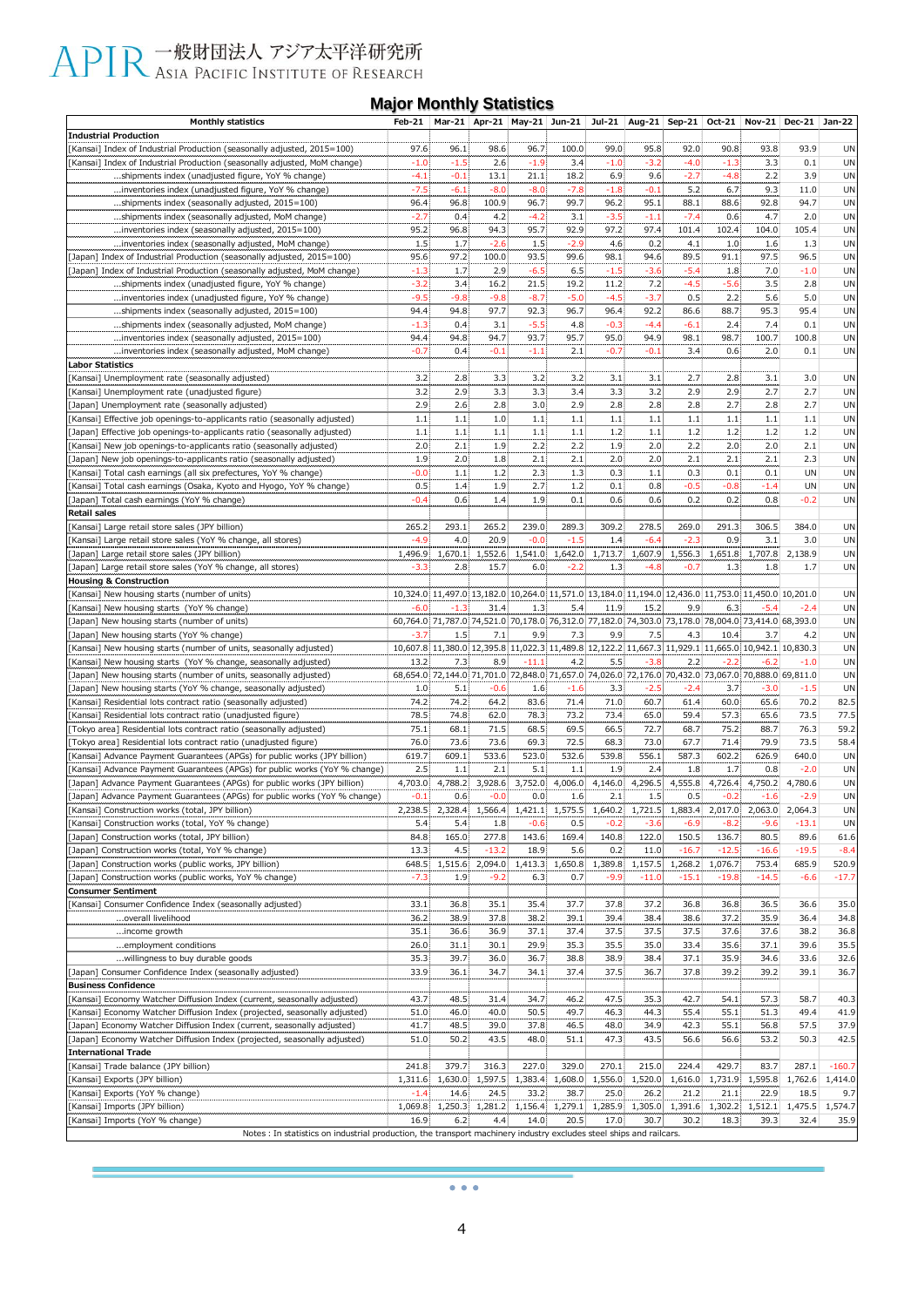# Major Monthly Statistics

| Monthly statistics | Feb-21 | Mar-21 | Apr-21 | May-21 | Jun-21 | Jul-21 | Aug-21 | Sep-21 | Oct-21 | Nov-21 | Dec-21 | Jan-22 |
|---|---|---|---|---|---|---|---|---|---|---|---|---|
| **Industrial Production** | | | | | | | | | | | | |
| [Kansai] Index of Industrial Production (seasonally adjusted, 2015=100) | 97.6 | 96.1 | 98.6 | 96.7 | 100.0 | 99.0 | 95.8 | 92.0 | 90.8 | 93.8 | 93.9 | UN |
| [Kansai] Index of Industrial Production (seasonally adjusted, MoM change) | -1.0 | -1.5 | 2.6 | -1.9 | 3.4 | -1.0 | -3.2 | -4.0 | -1.3 | 3.3 | 0.1 | UN |
| ...shipments index (unadjusted figure, YoY % change) | -4.1 | -0.1 | 13.1 | 21.1 | 18.2 | 6.9 | 9.6 | -2.7 | -4.8 | 2.2 | 3.9 | UN |
| ...inventories index (unadjusted figure, YoY % change) | -7.5 | -6.1 | -8.0 | -8.0 | -7.8 | -1.8 | -0.1 | 5.2 | 6.7 | 9.3 | 11.0 | UN |
| ...shipments index (seasonally adjusted, 2015=100) | 96.4 | 96.8 | 100.9 | 96.7 | 99.7 | 96.2 | 95.1 | 88.1 | 88.6 | 92.8 | 94.7 | UN |
| ...shipments index (seasonally adjusted, MoM change) | -2.7 | 0.4 | 4.2 | -4.2 | 3.1 | -3.5 | -1.1 | -7.4 | 0.6 | 4.7 | 2.0 | UN |
| ...inventories index (seasonally adjusted, 2015=100) | 95.2 | 96.8 | 94.3 | 95.7 | 92.9 | 97.2 | 97.4 | 101.4 | 102.4 | 104.0 | 105.4 | UN |
| ...inventories index (seasonally adjusted, MoM change) | 1.5 | 1.7 | -2.6 | 1.5 | -2.9 | 4.6 | 0.2 | 4.1 | 1.0 | 1.6 | 1.3 | UN |
| [Japan] Index of Industrial Production (seasonally adjusted, 2015=100) | 95.6 | 97.2 | 100.0 | 93.5 | 99.6 | 98.1 | 94.6 | 89.5 | 91.1 | 97.5 | 96.5 | UN |
| [Japan] Index of Industrial Production (seasonally adjusted, MoM change) | -1.3 | 1.7 | 2.9 | -6.5 | 6.5 | -1.5 | -3.6 | -5.4 | 1.8 | 7.0 | -1.0 | UN |
| ...shipments index (unadjusted figure, YoY % change) | -3.2 | 3.4 | 16.2 | 21.5 | 19.2 | 11.2 | 7.2 | -4.5 | -5.6 | 3.5 | 2.8 | UN |
| ...inventories index (unadjusted figure, YoY % change) | -9.5 | -9.8 | -9.8 | -8.7 | -5.0 | -4.5 | -3.7 | 0.5 | 2.2 | 5.6 | 5.0 | UN |
| ...shipments index (seasonally adjusted, 2015=100) | 94.4 | 94.8 | 97.7 | 92.3 | 96.7 | 96.4 | 92.2 | 86.6 | 88.7 | 95.3 | 95.4 | UN |
| ...shipments index (seasonally adjusted, MoM change) | -1.3 | 0.4 | 3.1 | -5.5 | 4.8 | -0.3 | -4.4 | -6.1 | 2.4 | 7.4 | 0.1 | UN |
| ...inventories index (seasonally adjusted, 2015=100) | 94.4 | 94.8 | 94.7 | 93.7 | 95.7 | 95.0 | 94.9 | 98.1 | 98.7 | 100.7 | 100.8 | UN |
| ...inventories index (seasonally adjusted, MoM change) | -0.7 | 0.4 | -0.1 | -1.1 | 2.1 | -0.7 | -0.1 | 3.4 | 0.6 | 2.0 | 0.1 | UN |
| **Labor Statistics** | | | | | | | | | | | | |
| [Kansai] Unemployment rate (seasonally adjusted) | 3.2 | 2.8 | 3.3 | 3.2 | 3.2 | 3.1 | 3.1 | 2.7 | 2.8 | 3.1 | 3.0 | UN |
| [Kansai] Unemployment rate (unadjusted figure) | 3.2 | 2.9 | 3.3 | 3.3 | 3.4 | 3.3 | 3.2 | 2.9 | 2.9 | 2.7 | 2.7 | UN |
| [Japan] Unemployment rate (seasonally adjusted) | 2.9 | 2.6 | 2.8 | 3.0 | 2.9 | 2.8 | 2.8 | 2.8 | 2.7 | 2.8 | 2.7 | UN |
| [Kansai] Effective job openings-to-applicants ratio (seasonally adjusted) | 1.1 | 1.1 | 1.0 | 1.1 | 1.1 | 1.1 | 1.1 | 1.1 | 1.1 | 1.1 | 1.1 | UN |
| [Japan] Effective job openings-to-applicants ratio (seasonally adjusted) | 1.1 | 1.1 | 1.1 | 1.1 | 1.1 | 1.2 | 1.1 | 1.2 | 1.2 | 1.2 | 1.2 | UN |
| [Kansai] New job openings-to-applicants ratio (seasonally adjusted) | 2.0 | 2.1 | 1.9 | 2.2 | 2.2 | 1.9 | 2.0 | 2.2 | 2.0 | 2.0 | 2.1 | UN |
| [Japan] New job openings-to-applicants ratio (seasonally adjusted) | 1.9 | 2.0 | 1.8 | 2.1 | 2.1 | 2.0 | 2.0 | 2.1 | 2.1 | 2.1 | 2.3 | UN |
| [Kansai] Total cash earnings (all six prefectures, YoY % change) | -0.0 | 1.1 | 1.2 | 2.3 | 1.3 | 0.3 | 1.1 | 0.3 | 0.1 | 0.1 | UN | UN |
| [Kansai] Total cash earnings (Osaka, Kyoto and Hyogo, YoY % change) | 0.5 | 1.4 | 1.9 | 2.7 | 1.2 | 0.1 | 0.8 | -0.5 | -0.8 | -1.4 | UN | UN |
| [Japan] Total cash earnings (YoY % change) | -0.4 | 0.6 | 1.4 | 1.9 | 0.1 | 0.6 | 0.6 | 0.2 | 0.2 | 0.8 | -0.2 | UN |
| **Retail sales** | | | | | | | | | | | | |
| [Kansai] Large retail store sales (JPY billion) | 265.2 | 293.1 | 265.2 | 239.0 | 289.3 | 309.2 | 278.5 | 269.0 | 291.3 | 306.5 | 384.0 | UN |
| [Kansai] Large retail store sales (YoY % change, all stores) | -4.9 | 4.0 | 20.9 | -0.0 | -1.5 | 1.4 | -6.4 | -2.3 | 0.9 | 3.1 | 3.0 | UN |
| [Japan] Large retail store sales (JPY billion) | 1,496.9 | 1,670.1 | 1,552.6 | 1,541.0 | 1,642.0 | 1,713.7 | 1,607.9 | 1,556.3 | 1,651.8 | 1,707.8 | 2,138.9 | UN |
| [Japan] Large retail store sales (YoY % change, all stores) | -3.3 | 2.8 | 15.7 | 6.0 | -2.2 | 1.3 | -4.8 | -0.7 | 1.3 | 1.8 | 1.7 | UN |
| **Housing & Construction** | | | | | | | | | | | | |
| [Kansai] New housing starts (number of units) | 10,324.0 | 11,497.0 | 13,182.0 | 10,264.0 | 11,571.0 | 13,184.0 | 11,194.0 | 12,436.0 | 11,753.0 | 11,450.0 | 10,201.0 | UN |
| [Kansai] New housing starts (YoY % change) | -6.0 | -1.3 | 31.4 | 1.3 | 5.4 | 11.9 | 15.2 | 9.9 | 6.3 | -5.4 | -2.4 | UN |
| [Japan] New housing starts (number of units) | 60,764.0 | 71,787.0 | 74,521.0 | 70,178.0 | 76,312.0 | 77,182.0 | 74,303.0 | 73,178.0 | 78,004.0 | 73,414.0 | 68,393.0 | UN |
| [Japan] New housing starts (YoY % change) | -3.7 | 1.5 | 7.1 | 9.9 | 7.3 | 9.9 | 7.5 | 4.3 | 10.4 | 3.7 | 4.2 | UN |
| [Kansai] New housing starts (number of units, seasonally adjusted) | 10,607.8 | 11,380.0 | 12,395.8 | 11,022.3 | 11,489.8 | 12,122.2 | 11,667.3 | 11,929.1 | 11,665.0 | 10,942.1 | 10,830.3 | UN |
| [Kansai] New housing starts (YoY % change, seasonally adjusted) | 13.2 | 7.3 | 8.9 | -11.1 | 4.2 | 5.5 | -3.8 | 2.2 | -2.2 | -6.2 | -1.0 | UN |
| [Japan] New housing starts (number of units, seasonally adjusted) | 68,654.0 | 72,144.0 | 71,701.0 | 72,848.0 | 71,657.0 | 74,026.0 | 72,176.0 | 70,432.0 | 73,067.0 | 70,888.0 | 69,811.0 | UN |
| [Japan] New housing starts (YoY % change, seasonally adjusted) | 1.0 | 5.1 | -0.6 | 1.6 | -1.6 | 3.3 | -2.5 | -2.4 | 3.7 | -3.0 | -1.5 | UN |
| [Kansai] Residential lots contract ratio (seasonally adjusted) | 74.2 | 74.2 | 64.2 | 83.6 | 71.4 | 71.0 | 60.7 | 61.4 | 60.0 | 65.6 | 70.2 | 82.5 |
| [Kansai] Residential lots contract ratio (unadjusted figure) | 78.5 | 74.8 | 62.0 | 78.3 | 73.2 | 73.4 | 65.0 | 59.4 | 57.3 | 65.6 | 73.5 | 77.5 |
| [Tokyo area] Residential lots contract ratio (seasonally adjusted) | 75.1 | 68.1 | 71.5 | 68.5 | 69.5 | 66.5 | 72.7 | 68.7 | 75.2 | 88.7 | 76.3 | 59.2 |
| [Tokyo area] Residential lots contract ratio (unadjusted figure) | 76.0 | 73.6 | 73.6 | 69.3 | 72.5 | 68.3 | 73.0 | 67.7 | 71.4 | 79.9 | 73.5 | 58.4 |
| [Kansai] Advance Payment Guarantees (APGs) for public works (JPY billion) | 619.7 | 609.1 | 533.6 | 523.0 | 532.6 | 539.8 | 556.1 | 587.3 | 602.2 | 626.9 | 640.0 | UN |
| [Kansai] Advance Payment Guarantees (APGs) for public works (YoY % change) | 2.5 | 1.1 | 2.1 | 5.1 | 1.1 | 1.9 | 2.4 | 1.8 | 1.7 | 0.8 | -2.0 | UN |
| [Japan] Advance Payment Guarantees (APGs) for public works (JPY billion) | 4,703.0 | 4,788.2 | 3,928.6 | 3,752.0 | 4,006.0 | 4,146.0 | 4,296.5 | 4,555.8 | 4,726.4 | 4,750.2 | 4,780.6 | UN |
| [Japan] Advance Payment Guarantees (APGs) for public works (YoY % change) | -0.1 | 0.6 | -0.0 | 0.0 | 1.6 | 2.1 | 1.5 | 0.5 | -0.2 | -1.6 | -2.9 | UN |
| [Kansai] Construction works (total, JPY billion) | 2,238.5 | 2,328.4 | 1,566.4 | 1,421.1 | 1,575.5 | 1,640.2 | 1,721.5 | 1,883.4 | 2,017.0 | 2,063.0 | 2,064.3 | UN |
| [Kansai] Construction works (total, YoY % change) | 5.4 | 5.4 | 1.8 | -0.6 | 0.5 | -0.2 | -3.6 | -6.9 | -8.2 | -9.6 | -13.1 | UN |
| [Japan] Construction works (total, JPY billion) | 84.8 | 165.0 | 277.8 | 143.6 | 169.4 | 140.8 | 122.0 | 150.5 | 136.7 | 80.5 | 89.6 | 61.6 |
| [Japan] Construction works (total, YoY % change) | 13.3 | 4.5 | -13.2 | 18.9 | 5.6 | 0.2 | 11.0 | -16.7 | -12.5 | -16.6 | -19.5 | -8.4 |
| [Japan] Construction works (public works, JPY billion) | 648.5 | 1,515.6 | 2,094.0 | 1,413.3 | 1,650.8 | 1,389.8 | 1,157.5 | 1,268.2 | 1,076.7 | 753.4 | 685.9 | 520.9 |
| [Japan] Construction works (public works, YoY % change) | -7.3 | 1.9 | -9.2 | 6.3 | 0.7 | -9.9 | -11.0 | -15.1 | -19.8 | -14.5 | -6.6 | -17.7 |
| **Consumer Sentiment** | | | | | | | | | | | | |
| [Kansai] Consumer Confidence Index (seasonally adjusted) | 33.1 | 36.8 | 35.1 | 35.4 | 37.7 | 37.8 | 37.2 | 36.8 | 36.8 | 36.5 | 36.6 | 35.0 |
| ...overall livelihood | 36.2 | 38.9 | 37.8 | 38.2 | 39.1 | 39.4 | 38.4 | 38.6 | 37.2 | 35.9 | 36.4 | 34.8 |
| ...income growth | 35.1 | 36.6 | 36.9 | 37.1 | 37.4 | 37.5 | 37.5 | 37.5 | 37.6 | 37.6 | 38.2 | 36.8 |
| ...employment conditions | 26.0 | 31.1 | 30.1 | 29.9 | 35.3 | 35.5 | 35.0 | 33.4 | 35.6 | 37.1 | 39.6 | 35.5 |
| ...willingness to buy durable goods | 35.3 | 39.7 | 36.0 | 36.7 | 38.8 | 38.9 | 38.4 | 37.1 | 35.9 | 34.6 | 33.6 | 32.6 |
| [Japan] Consumer Confidence Index (seasonally adjusted) | 33.9 | 36.1 | 34.7 | 34.1 | 37.4 | 37.5 | 36.7 | 37.8 | 39.2 | 39.2 | 39.1 | 36.7 |
| **Business Confidence** | | | | | | | | | | | | |
| [Kansai] Economy Watcher Diffusion Index (current, seasonally adjusted) | 43.7 | 48.5 | 31.4 | 34.7 | 46.2 | 47.5 | 35.3 | 42.7 | 54.1 | 57.3 | 58.7 | 40.3 |
| [Kansai] Economy Watcher Diffusion Index (projected, seasonally adjusted) | 51.0 | 46.0 | 40.0 | 50.5 | 49.7 | 46.3 | 44.3 | 55.4 | 55.1 | 51.3 | 49.4 | 41.9 |
| [Japan] Economy Watcher Diffusion Index (current, seasonally adjusted) | 41.7 | 48.5 | 39.0 | 37.8 | 46.5 | 48.0 | 34.9 | 42.3 | 55.1 | 56.8 | 57.5 | 37.9 |
| [Japan] Economy Watcher Diffusion Index (projected, seasonally adjusted) | 51.0 | 50.2 | 43.5 | 48.0 | 51.1 | 47.3 | 43.5 | 56.6 | 56.6 | 53.2 | 50.3 | 42.5 |
| **International Trade** | | | | | | | | | | | | |
| [Kansai] Trade balance (JPY billion) | 241.8 | 379.7 | 316.3 | 227.0 | 329.0 | 270.1 | 215.0 | 224.4 | 429.7 | 83.7 | 287.1 | -160.7 |
| [Kansai] Exports (JPY billion) | 1,311.6 | 1,630.0 | 1,597.5 | 1,383.4 | 1,608.0 | 1,556.0 | 1,520.0 | 1,616.0 | 1,731.9 | 1,595.8 | 1,762.6 | 1,414.0 |
| [Kansai] Exports (YoY % change) | -1.4 | 14.6 | 24.5 | 33.2 | 38.7 | 25.0 | 26.2 | 21.2 | 21.1 | 22.9 | 18.5 | 9.7 |
| [Kansai] Imports (JPY billion) | 1,069.8 | 1,250.3 | 1,281.2 | 1,156.4 | 1,279.1 | 1,285.9 | 1,305.0 | 1,391.6 | 1,302.2 | 1,512.1 | 1,475.5 | 1,574.7 |
| [Kansai] Imports (YoY % change) | 16.9 | 6.2 | 4.4 | 14.0 | 20.5 | 17.0 | 30.7 | 30.2 | 18.3 | 39.3 | 32.4 | 35.9 |

Notes : In statistics on industrial production, the transport machinery industry excludes steel ships and railcars.